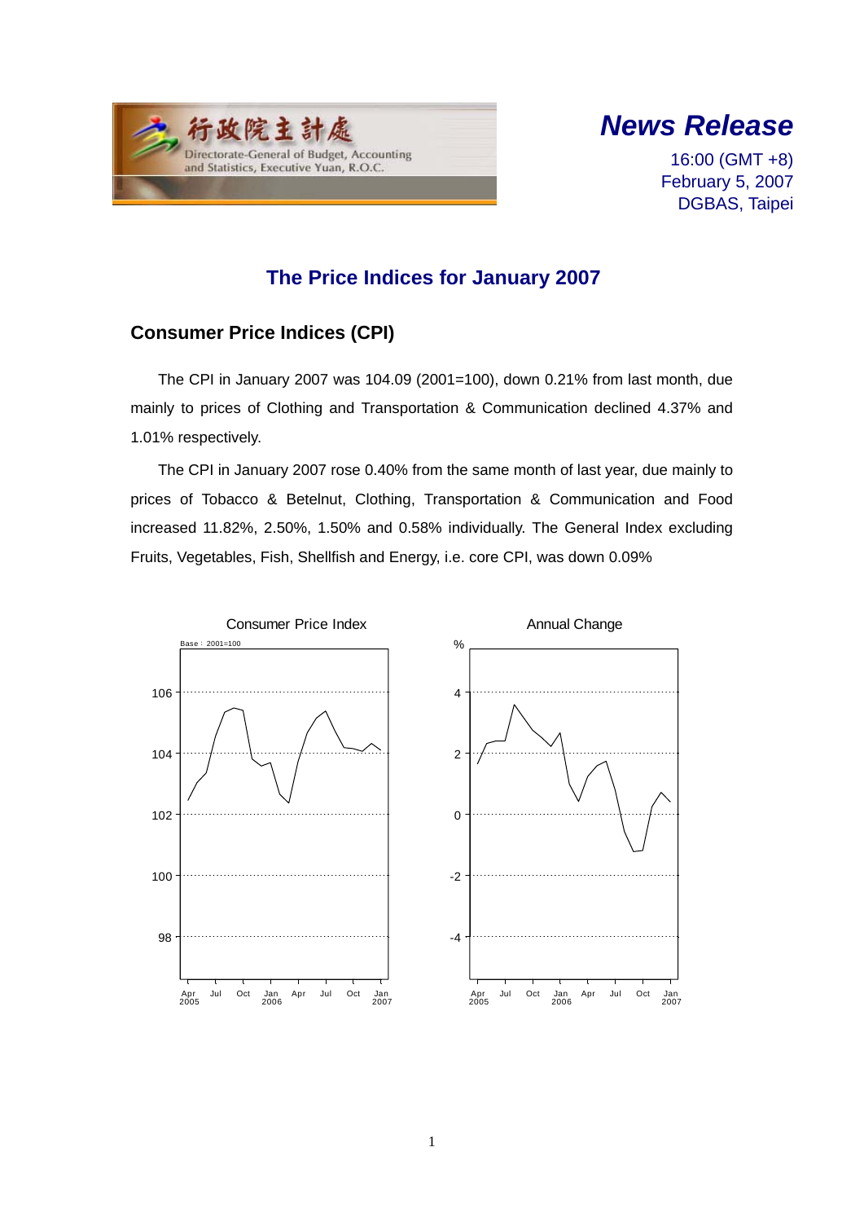行政院主計處
Directorate-General of Budget, Accounting and Statistics, Executive Yuan, R.O.C.

***News Release***

16:00 (GMT +8)
February 5, 2007
DGBAS, Taipei

## The Price Indices for January 2007

### Consumer Price Indices (CPI)

The CPI in January 2007 was 104.09 (2001=100), down 0.21% from last month, due mainly to prices of Clothing and Transportation & Communication declined 4.37% and 1.01% respectively.

The CPI in January 2007 rose 0.40% from the same month of last year, due mainly to prices of Tobacco & Betelnut, Clothing, Transportation & Communication and Food increased 11.82%, 2.50%, 1.50% and 0.58% individually. The General Index excluding Fruits, Vegetables, Fish, Shellfish and Energy, i.e. core CPI, was down 0.09%

Consumer Price Index

Annual Change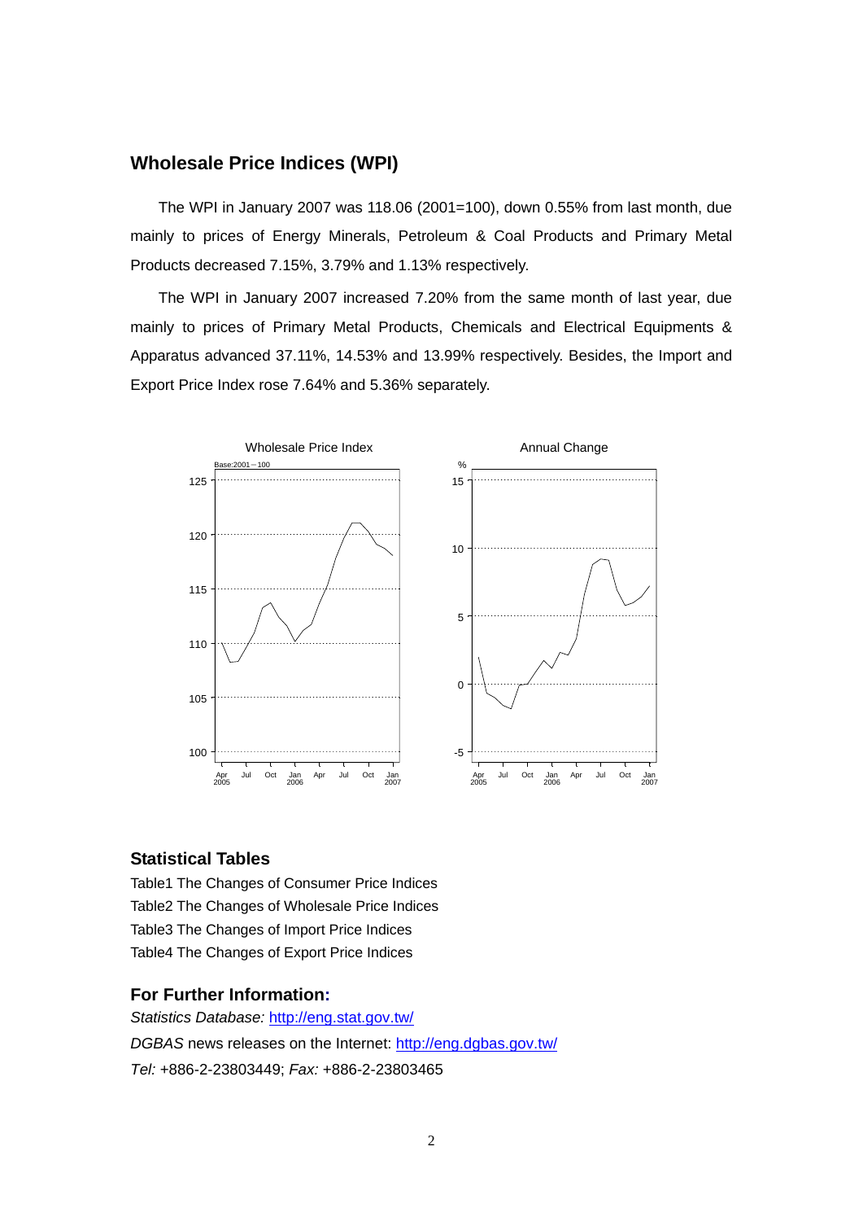## Wholesale Price Indices (WPI)

The WPI in January 2007 was 118.06 (2001=100), down 0.55% from last month, due mainly to prices of Energy Minerals, Petroleum & Coal Products and Primary Metal Products decreased 7.15%, 3.79% and 1.13% respectively.

The WPI in January 2007 increased 7.20% from the same month of last year, due mainly to prices of Primary Metal Products, Chemicals and Electrical Equipments & Apparatus advanced 37.11%, 14.53% and 13.99% respectively. Besides, the Import and Export Price Index rose 7.64% and 5.36% separately.

## Statistical Tables

Table1 The Changes of Consumer Price Indices

Table2 The Changes of Wholesale Price Indices

Table3 The Changes of Import Price Indices

Table4 The Changes of Export Price Indices

## For Further Information:

*Statistics Database:* http://eng.stat.gov.tw/

*DGBAS* news releases on the Internet: http://eng.dgbas.gov.tw/

*Tel:* +886-2-23803449; *Fax:* +886-2-23803465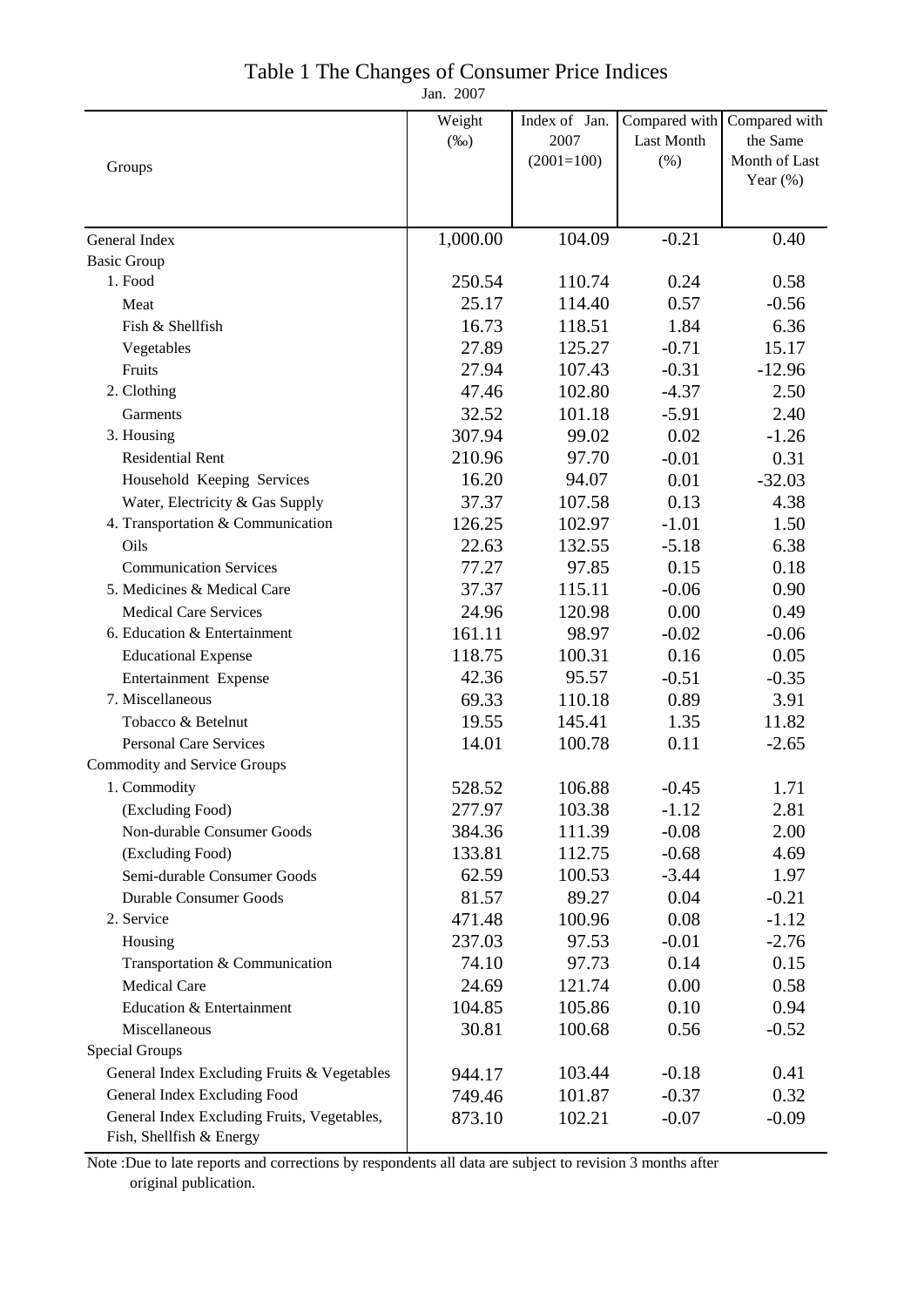# Table 1 The Changes of Consumer Price Indices

Jan. 2007

| Groups | Weight (‰) | Index of Jan. 2007 (2001=100) | Compared with Last Month (%) | Compared with the Same Month of Last Year (%) |
|---|---|---|---|---|
| General Index | 1,000.00 | 104.09 | -0.21 | 0.40 |
| Basic Group | | | | |
| 1. Food | 250.54 | 110.74 | 0.24 | 0.58 |
| Meat | 25.17 | 114.40 | 0.57 | -0.56 |
| Fish & Shellfish | 16.73 | 118.51 | 1.84 | 6.36 |
| Vegetables | 27.89 | 125.27 | -0.71 | 15.17 |
| Fruits | 27.94 | 107.43 | -0.31 | -12.96 |
| 2. Clothing | 47.46 | 102.80 | -4.37 | 2.50 |
| Garments | 32.52 | 101.18 | -5.91 | 2.40 |
| 3. Housing | 307.94 | 99.02 | 0.02 | -1.26 |
| Residential Rent | 210.96 | 97.70 | -0.01 | 0.31 |
| Household Keeping Services | 16.20 | 94.07 | 0.01 | -32.03 |
| Water, Electricity & Gas Supply | 37.37 | 107.58 | 0.13 | 4.38 |
| 4. Transportation & Communication | 126.25 | 102.97 | -1.01 | 1.50 |
| Oils | 22.63 | 132.55 | -5.18 | 6.38 |
| Communication Services | 77.27 | 97.85 | 0.15 | 0.18 |
| 5. Medicines & Medical Care | 37.37 | 115.11 | -0.06 | 0.90 |
| Medical Care Services | 24.96 | 120.98 | 0.00 | 0.49 |
| 6. Education & Entertainment | 161.11 | 98.97 | -0.02 | -0.06 |
| Educational Expense | 118.75 | 100.31 | 0.16 | 0.05 |
| Entertainment Expense | 42.36 | 95.57 | -0.51 | -0.35 |
| 7. Miscellaneous | 69.33 | 110.18 | 0.89 | 3.91 |
| Tobacco & Betelnut | 19.55 | 145.41 | 1.35 | 11.82 |
| Personal Care Services | 14.01 | 100.78 | 0.11 | -2.65 |
| Commodity and Service Groups | | | | |
| 1. Commodity | 528.52 | 106.88 | -0.45 | 1.71 |
| (Excluding Food) | 277.97 | 103.38 | -1.12 | 2.81 |
| Non-durable Consumer Goods | 384.36 | 111.39 | -0.08 | 2.00 |
| (Excluding Food) | 133.81 | 112.75 | -0.68 | 4.69 |
| Semi-durable Consumer Goods | 62.59 | 100.53 | -3.44 | 1.97 |
| Durable Consumer Goods | 81.57 | 89.27 | 0.04 | -0.21 |
| 2. Service | 471.48 | 100.96 | 0.08 | -1.12 |
| Housing | 237.03 | 97.53 | -0.01 | -2.76 |
| Transportation & Communication | 74.10 | 97.73 | 0.14 | 0.15 |
| Medical Care | 24.69 | 121.74 | 0.00 | 0.58 |
| Education & Entertainment | 104.85 | 105.86 | 0.10 | 0.94 |
| Miscellaneous | 30.81 | 100.68 | 0.56 | -0.52 |
| Special Groups | | | | |
| General Index Excluding Fruits & Vegetables | 944.17 | 103.44 | -0.18 | 0.41 |
| General Index Excluding Food | 749.46 | 101.87 | -0.37 | 0.32 |
| General Index Excluding Fruits, Vegetables, Fish, Shellfish & Energy | 873.10 | 102.21 | -0.07 | -0.09 |

Note :Due to late reports and corrections by respondents all data are subject to revision 3 months after original publication.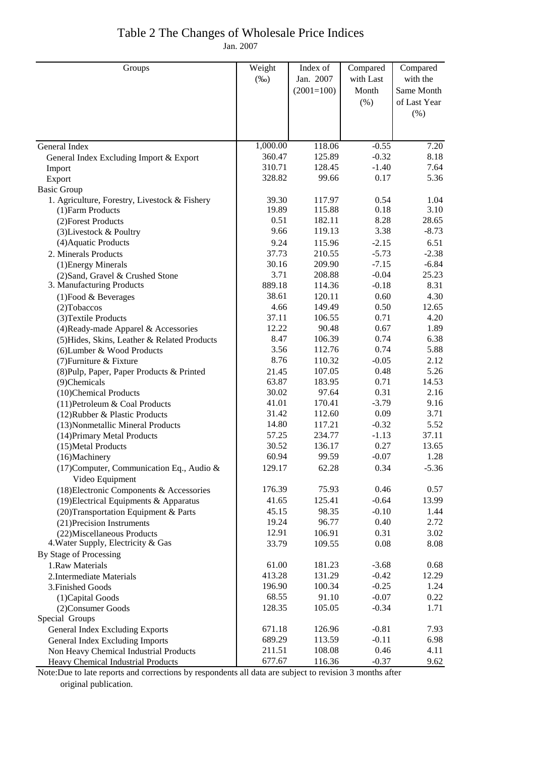# Table 2 The Changes of Wholesale Price Indices

Jan. 2007

| Groups | Weight (‰) | Index of Jan. 2007 (2001=100) | Compared with Last Month (%) | Compared with the Same Month of Last Year (%) |
|---|---|---|---|---|
| General Index | 1,000.00 | 118.06 | -0.55 | 7.20 |
| General Index Excluding Import & Export | 360.47 | 125.89 | -0.32 | 8.18 |
| Import | 310.71 | 128.45 | -1.40 | 7.64 |
| Export | 328.82 | 99.66 | 0.17 | 5.36 |
| Basic Group | | | | |
| 1. Agriculture, Forestry, Livestock & Fishery | 39.30 | 117.97 | 0.54 | 1.04 |
| (1)Farm Products | 19.89 | 115.88 | 0.18 | 3.10 |
| (2)Forest Products | 0.51 | 182.11 | 8.28 | 28.65 |
| (3)Livestock & Poultry | 9.66 | 119.13 | 3.38 | -8.73 |
| (4)Aquatic Products | 9.24 | 115.96 | -2.15 | 6.51 |
| 2. Minerals Products | 37.73 | 210.55 | -5.73 | -2.38 |
| (1)Energy Minerals | 30.16 | 209.90 | -7.15 | -6.84 |
| (2)Sand, Gravel & Crushed Stone | 3.71 | 208.88 | -0.04 | 25.23 |
| 3. Manufacturing Products | 889.18 | 114.36 | -0.18 | 8.31 |
| (1)Food & Beverages | 38.61 | 120.11 | 0.60 | 4.30 |
| (2)Tobaccos | 4.66 | 149.49 | 0.50 | 12.65 |
| (3)Textile Products | 37.11 | 106.55 | 0.71 | 4.20 |
| (4)Ready-made Apparel & Accessories | 12.22 | 90.48 | 0.67 | 1.89 |
| (5)Hides, Skins, Leather & Related Products | 8.47 | 106.39 | 0.74 | 6.38 |
| (6)Lumber & Wood Products | 3.56 | 112.76 | 0.74 | 5.88 |
| (7)Furniture & Fixture | 8.76 | 110.32 | -0.05 | 2.12 |
| (8)Pulp, Paper, Paper Products & Printed | 21.45 | 107.05 | 0.48 | 5.26 |
| (9)Chemicals | 63.87 | 183.95 | 0.71 | 14.53 |
| (10)Chemical Products | 30.02 | 97.64 | 0.31 | 2.16 |
| (11)Petroleum & Coal Products | 41.01 | 170.41 | -3.79 | 9.16 |
| (12)Rubber & Plastic Products | 31.42 | 112.60 | 0.09 | 3.71 |
| (13)Nonmetallic Mineral Products | 14.80 | 117.21 | -0.32 | 5.52 |
| (14)Primary Metal Products | 57.25 | 234.77 | -1.13 | 37.11 |
| (15)Metal Products | 30.52 | 136.17 | 0.27 | 13.65 |
| (16)Machinery | 60.94 | 99.59 | -0.07 | 1.28 |
| (17)Computer, Communication Eq., Audio & Video Equipment | 129.17 | 62.28 | 0.34 | -5.36 |
| (18)Electronic Components & Accessories | 176.39 | 75.93 | 0.46 | 0.57 |
| (19)Electrical Equipments & Apparatus | 41.65 | 125.41 | -0.64 | 13.99 |
| (20)Transportation Equipment & Parts | 45.15 | 98.35 | -0.10 | 1.44 |
| (21)Precision Instruments | 19.24 | 96.77 | 0.40 | 2.72 |
| (22)Miscellaneous Products | 12.91 | 106.91 | 0.31 | 3.02 |
| 4.Water Supply, Electricity & Gas | 33.79 | 109.55 | 0.08 | 8.08 |
| By Stage of Processing | | | | |
| 1.Raw Materials | 61.00 | 181.23 | -3.68 | 0.68 |
| 2.Intermediate Materials | 413.28 | 131.29 | -0.42 | 12.29 |
| 3.Finished Goods | 196.90 | 100.34 | -0.25 | 1.24 |
| (1)Capital Goods | 68.55 | 91.10 | -0.07 | 0.22 |
| (2)Consumer Goods | 128.35 | 105.05 | -0.34 | 1.71 |
| Special Groups | | | | |
| General Index Excluding Exports | 671.18 | 126.96 | -0.81 | 7.93 |
| General Index Excluding Imports | 689.29 | 113.59 | -0.11 | 6.98 |
| Non Heavy Chemical Industrial Products | 211.51 | 108.08 | 0.46 | 4.11 |
| Heavy Chemical Industrial Products | 677.67 | 116.36 | -0.37 | 9.62 |

Note:Due to late reports and corrections by respondents all data are subject to revision 3 months after original publication.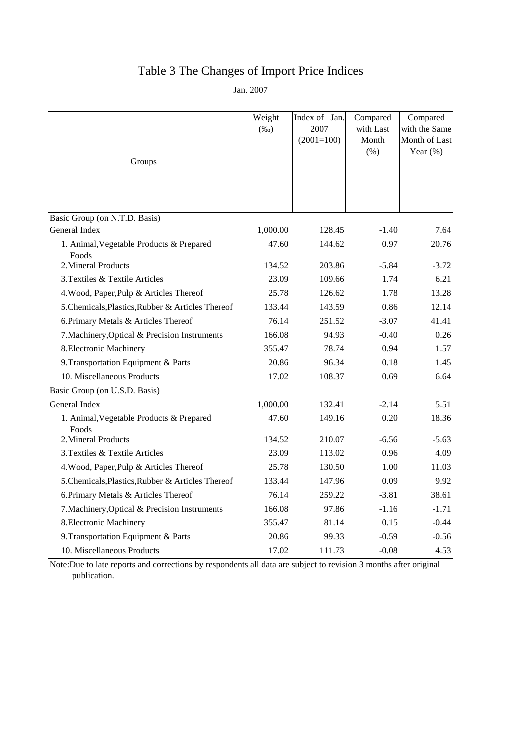# Table 3 The Changes of Import Price Indices

Jan. 2007

| Groups | Weight (‰) | Index of Jan. 2007 (2001=100) | Compared with Last Month (%) | Compared with the Same Month of Last Year (%) |
|---|---|---|---|---|
| Basic Group (on N.T.D. Basis) | | | | |
| General Index | 1,000.00 | 128.45 | -1.40 | 7.64 |
| 1. Animal,Vegetable Products & Prepared Foods | 47.60 | 144.62 | 0.97 | 20.76 |
| 2.Mineral Products | 134.52 | 203.86 | -5.84 | -3.72 |
| 3.Textiles & Textile Articles | 23.09 | 109.66 | 1.74 | 6.21 |
| 4.Wood, Paper,Pulp & Articles Thereof | 25.78 | 126.62 | 1.78 | 13.28 |
| 5.Chemicals,Plastics,Rubber & Articles Thereof | 133.44 | 143.59 | 0.86 | 12.14 |
| 6.Primary Metals & Articles Thereof | 76.14 | 251.52 | -3.07 | 41.41 |
| 7.Machinery,Optical & Precision Instruments | 166.08 | 94.93 | -0.40 | 0.26 |
| 8.Electronic Machinery | 355.47 | 78.74 | 0.94 | 1.57 |
| 9.Transportation Equipment & Parts | 20.86 | 96.34 | 0.18 | 1.45 |
| 10. Miscellaneous Products | 17.02 | 108.37 | 0.69 | 6.64 |
| Basic Group (on U.S.D. Basis) | | | | |
| General Index | 1,000.00 | 132.41 | -2.14 | 5.51 |
| 1. Animal,Vegetable Products & Prepared Foods | 47.60 | 149.16 | 0.20 | 18.36 |
| 2.Mineral Products | 134.52 | 210.07 | -6.56 | -5.63 |
| 3.Textiles & Textile Articles | 23.09 | 113.02 | 0.96 | 4.09 |
| 4.Wood, Paper,Pulp & Articles Thereof | 25.78 | 130.50 | 1.00 | 11.03 |
| 5.Chemicals,Plastics,Rubber & Articles Thereof | 133.44 | 147.96 | 0.09 | 9.92 |
| 6.Primary Metals & Articles Thereof | 76.14 | 259.22 | -3.81 | 38.61 |
| 7.Machinery,Optical & Precision Instruments | 166.08 | 97.86 | -1.16 | -1.71 |
| 8.Electronic Machinery | 355.47 | 81.14 | 0.15 | -0.44 |
| 9.Transportation Equipment & Parts | 20.86 | 99.33 | -0.59 | -0.56 |
| 10. Miscellaneous Products | 17.02 | 111.73 | -0.08 | 4.53 |

Note:Due to late reports and corrections by respondents all data are subject to revision 3 months after original publication.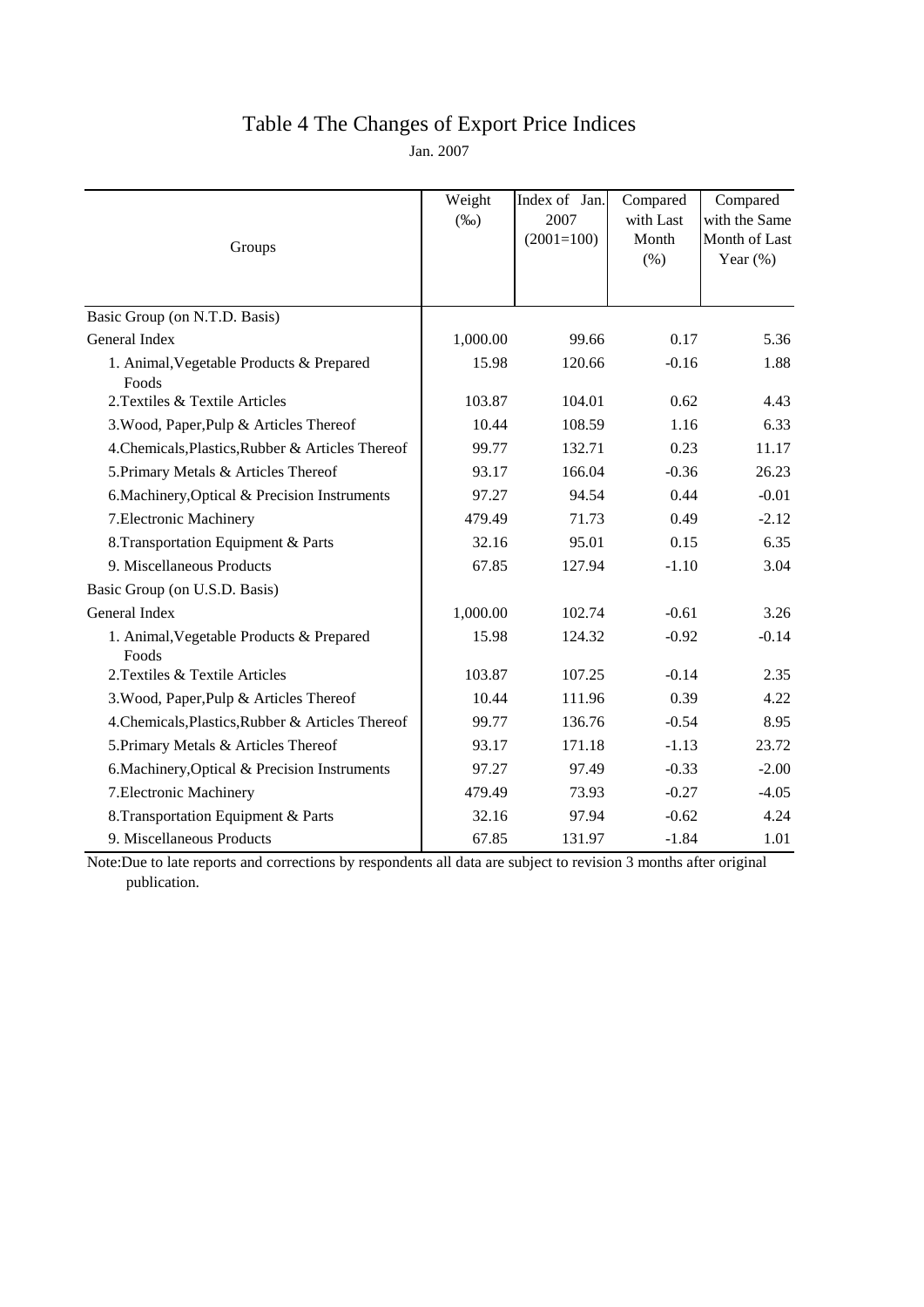# Table 4 The Changes of Export Price Indices

Jan. 2007

| Groups | Weight (‰) | Index of Jan. 2007 (2001=100) | Compared with Last Month (%) | Compared with the Same Month of Last Year (%) |
|---|---|---|---|---|
| Basic Group (on N.T.D. Basis) | | | | |
| General Index | 1,000.00 | 99.66 | 0.17 | 5.36 |
| 1. Animal,Vegetable Products & Prepared Foods | 15.98 | 120.66 | -0.16 | 1.88 |
| 2.Textiles & Textile Articles | 103.87 | 104.01 | 0.62 | 4.43 |
| 3.Wood, Paper,Pulp & Articles Thereof | 10.44 | 108.59 | 1.16 | 6.33 |
| 4.Chemicals,Plastics,Rubber & Articles Thereof | 99.77 | 132.71 | 0.23 | 11.17 |
| 5.Primary Metals & Articles Thereof | 93.17 | 166.04 | -0.36 | 26.23 |
| 6.Machinery,Optical & Precision Instruments | 97.27 | 94.54 | 0.44 | -0.01 |
| 7.Electronic Machinery | 479.49 | 71.73 | 0.49 | -2.12 |
| 8.Transportation Equipment & Parts | 32.16 | 95.01 | 0.15 | 6.35 |
| 9. Miscellaneous Products | 67.85 | 127.94 | -1.10 | 3.04 |
| Basic Group (on U.S.D. Basis) | | | | |
| General Index | 1,000.00 | 102.74 | -0.61 | 3.26 |
| 1. Animal,Vegetable Products & Prepared Foods | 15.98 | 124.32 | -0.92 | -0.14 |
| 2.Textiles & Textile Articles | 103.87 | 107.25 | -0.14 | 2.35 |
| 3.Wood, Paper,Pulp & Articles Thereof | 10.44 | 111.96 | 0.39 | 4.22 |
| 4.Chemicals,Plastics,Rubber & Articles Thereof | 99.77 | 136.76 | -0.54 | 8.95 |
| 5.Primary Metals & Articles Thereof | 93.17 | 171.18 | -1.13 | 23.72 |
| 6.Machinery,Optical & Precision Instruments | 97.27 | 97.49 | -0.33 | -2.00 |
| 7.Electronic Machinery | 479.49 | 73.93 | -0.27 | -4.05 |
| 8.Transportation Equipment & Parts | 32.16 | 97.94 | -0.62 | 4.24 |
| 9. Miscellaneous Products | 67.85 | 131.97 | -1.84 | 1.01 |

Note:Due to late reports and corrections by respondents all data are subject to revision 3 months after original publication.